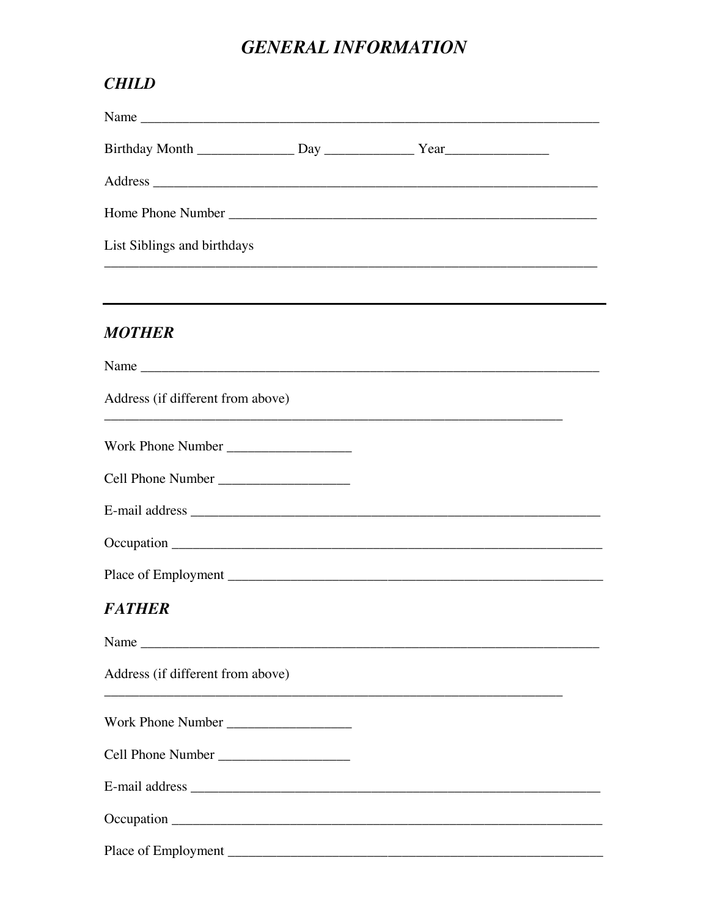# *GENERAL INFORMATION*

## *CHILD*

Name ___________________________________________________________________

Birthday Month ______________ Day _____________ Year_______________

Address _________________________________________________________________

Home Phone Number _______________________________________________________

List Siblings and birthdays

_______________________________________________________________________

---

## *MOTHER*

Name ___________________________________________________________________

Address (if different from above)

___________________________________________________________________

Work Phone Number __________________

Cell Phone Number ___________________

E-mail address ____________________________________________________________

Occupation _______________________________________________________________

Place of Employment ________________________________________________________

## *FATHER*

Name ___________________________________________________________________

Address (if different from above)

___________________________________________________________________

Work Phone Number __________________

Cell Phone Number ___________________

E-mail address ____________________________________________________________

Occupation _______________________________________________________________

Place of Employment ________________________________________________________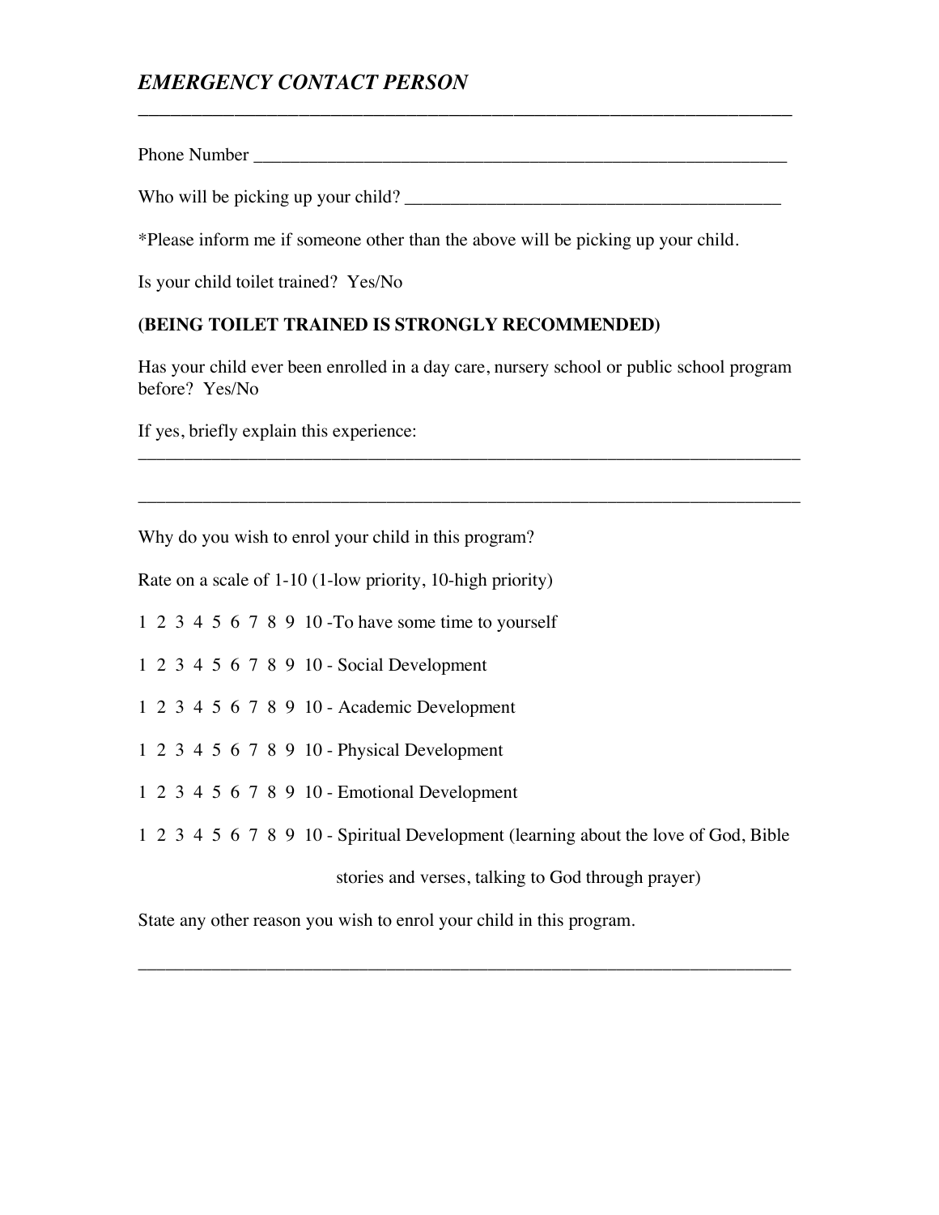*EMERGENCY CONTACT PERSON*

___________________________________________________________________________

Phone Number ______________________________________________________________

Who will be picking up your child? __________________________________________

*Please inform me if someone other than the above will be picking up your child.

Is your child toilet trained?  Yes/No

**(BEING TOILET TRAINED IS STRONGLY RECOMMENDED)**

Has your child ever been enrolled in a day care, nursery school or public school program before?  Yes/No

If yes, briefly explain this experience:

___________________________________________________________________________

___________________________________________________________________________

Why do you wish to enrol your child in this program?

Rate on a scale of 1-10 (1-low priority, 10-high priority)

1  2  3  4  5  6  7  8  9  10 -To have some time to yourself

1  2  3  4  5  6  7  8  9  10 - Social Development

1  2  3  4  5  6  7  8  9  10 - Academic Development

1  2  3  4  5  6  7  8  9  10 - Physical Development

1  2  3  4  5  6  7  8  9  10 - Emotional Development

1  2  3  4  5  6  7  8  9  10 - Spiritual Development (learning about the love of God, Bible stories and verses, talking to God through prayer)

State any other reason you wish to enrol your child in this program.

___________________________________________________________________________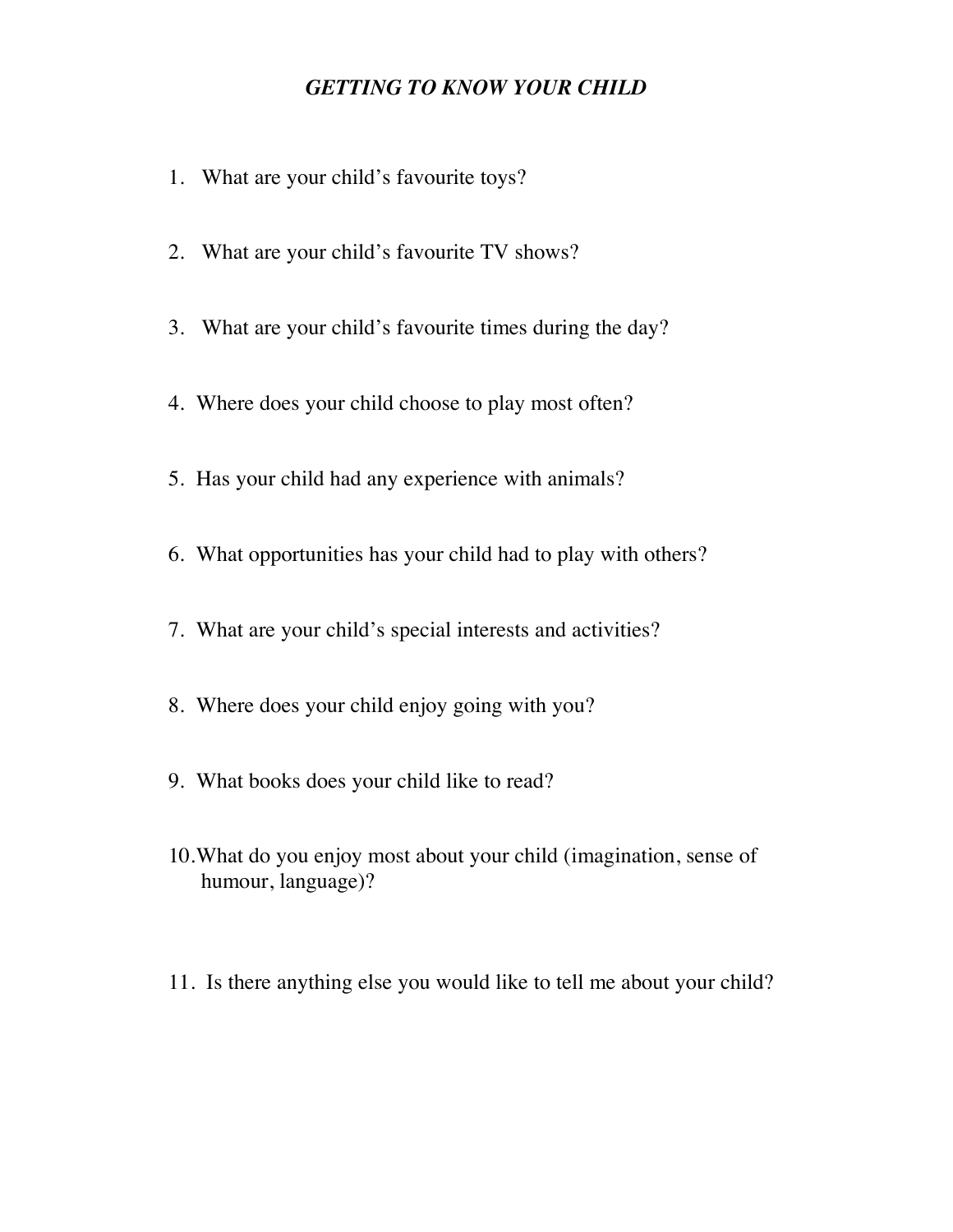# *GETTING TO KNOW YOUR CHILD*

1. What are your child's favourite toys?

2. What are your child's favourite TV shows?

3. What are your child's favourite times during the day?

4. Where does your child choose to play most often?

5. Has your child had any experience with animals?

6. What opportunities has your child had to play with others?

7. What are your child's special interests and activities?

8. Where does your child enjoy going with you?

9. What books does your child like to read?

10. What do you enjoy most about your child (imagination, sense of humour, language)?

11. Is there anything else you would like to tell me about your child?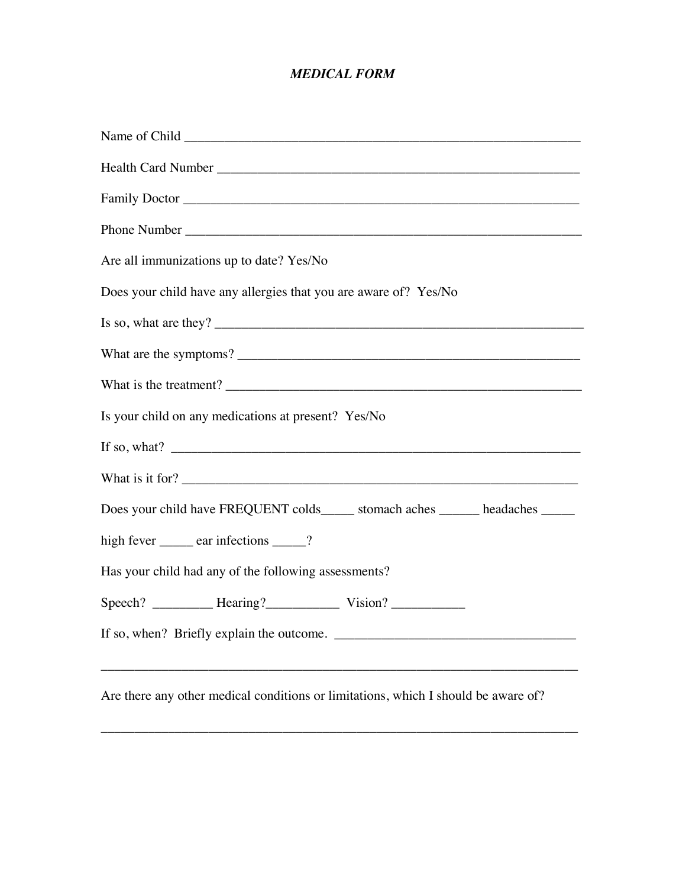*MEDICAL FORM*

Name of Child ___________________________________________________________

Health Card Number ______________________________________________________

Family Doctor ___________________________________________________________

Phone Number ___________________________________________________________

Are all immunizations up to date? Yes/No

Does your child have any allergies that you are aware of?  Yes/No

Is so, what are they? ______________________________________________________

What are the symptoms? ___________________________________________________

What is the treatment? ____________________________________________________

Is your child on any medications at present?  Yes/No

If so, what?  ____________________________________________________________

What is it for? ___________________________________________________________

Does your child have FREQUENT colds_____ stomach aches ______ headaches _____

high fever _____ ear infections _____?

Has your child had any of the following assessments?

Speech? _________ Hearing?___________ Vision? ___________

If so, when?  Briefly explain the outcome. ____________________________________

__________________________________________________________________________

Are there any other medical conditions or limitations, which I should be aware of?

__________________________________________________________________________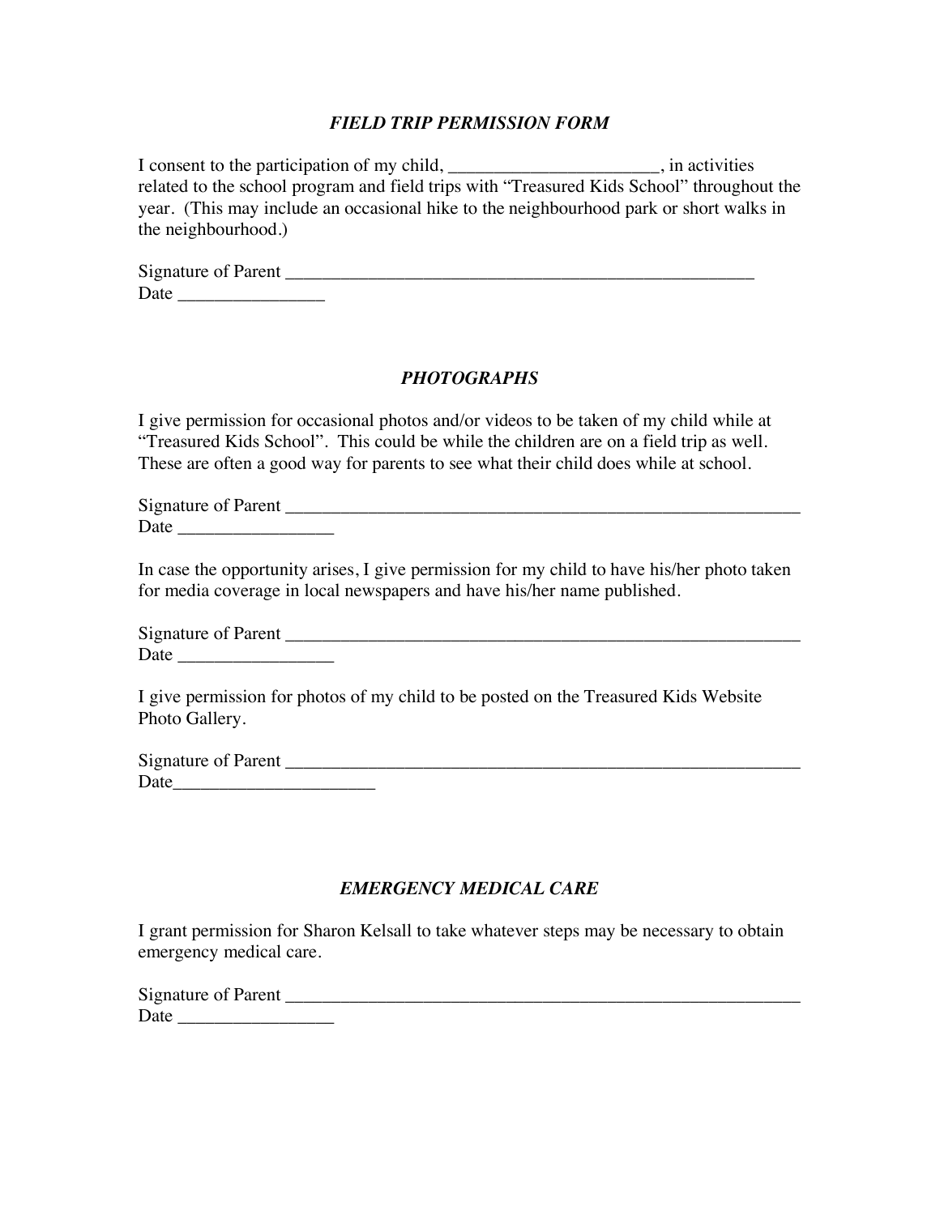## *FIELD TRIP PERMISSION FORM*

I consent to the participation of my child, _______________________, in activities related to the school program and field trips with "Treasured Kids School" throughout the year. (This may include an occasional hike to the neighbourhood park or short walks in the neighbourhood.)

Signature of Parent _____________________________________________________
Date ________________

## *PHOTOGRAPHS*

I give permission for occasional photos and/or videos to be taken of my child while at "Treasured Kids School". This could be while the children are on a field trip as well. These are often a good way for parents to see what their child does while at school.

Signature of Parent ___________________________________________________________
Date _________________

In case the opportunity arises, I give permission for my child to have his/her photo taken for media coverage in local newspapers and have his/her name published.

Signature of Parent ___________________________________________________________
Date _________________

I give permission for photos of my child to be posted on the Treasured Kids Website Photo Gallery.

Signature of Parent ___________________________________________________________
Date______________________

## *EMERGENCY MEDICAL CARE*

I grant permission for Sharon Kelsall to take whatever steps may be necessary to obtain emergency medical care.

Signature of Parent ___________________________________________________________
Date _________________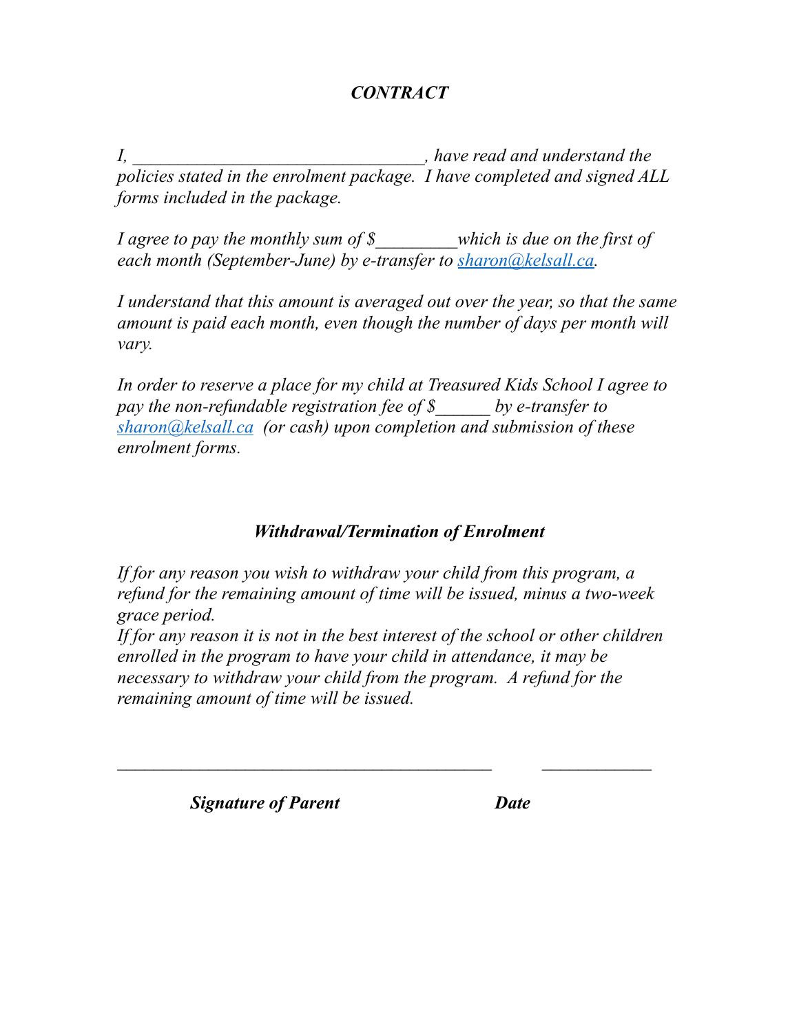# *CONTRACT*

*I, _________________________________, have read and understand the policies stated in the enrolment package. I have completed and signed ALL forms included in the package.*

*I agree to pay the monthly sum of $_________which is due on the first of each month (September-June) by e-transfer to [sharon@kelsall.ca](mailto:sharon@kelsall.ca).*

*I understand that this amount is averaged out over the year, so that the same amount is paid each month, even though the number of days per month will vary.*

*In order to reserve a place for my child at Treasured Kids School I agree to pay the non-refundable registration fee of $______ by e-transfer to [sharon@kelsall.ca](mailto:sharon@kelsall.ca) (or cash) upon completion and submission of these enrolment forms.*

## ***Withdrawal/Termination of Enrolment***

*If for any reason you wish to withdraw your child from this program, a refund for the remaining amount of time will be issued, minus a two-week grace period.*
*If for any reason it is not in the best interest of the school or other children enrolled in the program to have your child in attendance, it may be necessary to withdraw your child from the program. A refund for the remaining amount of time will be issued.*

_____________________________________________ _____________

***Signature of Parent*** ***Date***